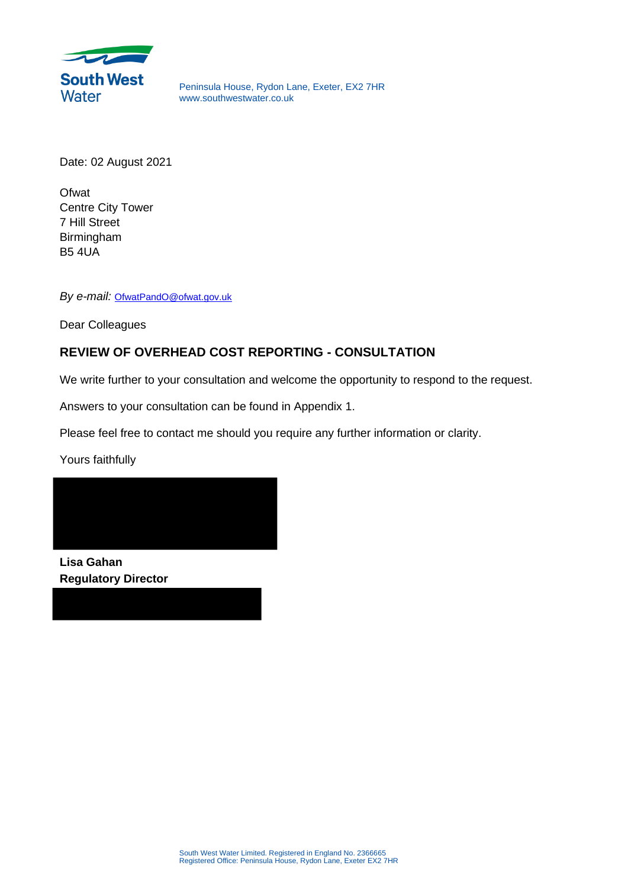South West Water

Peninsula House, Rydon Lane, Exeter, EX2 7HR
www.southwestwater.co.uk

Date: 02 August 2021

Ofwat
Centre City Tower
7 Hill Street
Birmingham
B5 4UA

*By e-mail:* OfwatPandO@ofwat.gov.uk

Dear Colleagues

**REVIEW OF OVERHEAD COST REPORTING - CONSULTATION**

We write further to your consultation and welcome the opportunity to respond to the request.

Answers to your consultation can be found in Appendix 1.

Please feel free to contact me should you require any further information or clarity.

Yours faithfully

**Lisa Gahan**
**Regulatory Director**

South West Water Limited. Registered in England No. 2366665
Registered Office: Peninsula House, Rydon Lane, Exeter EX2 7HR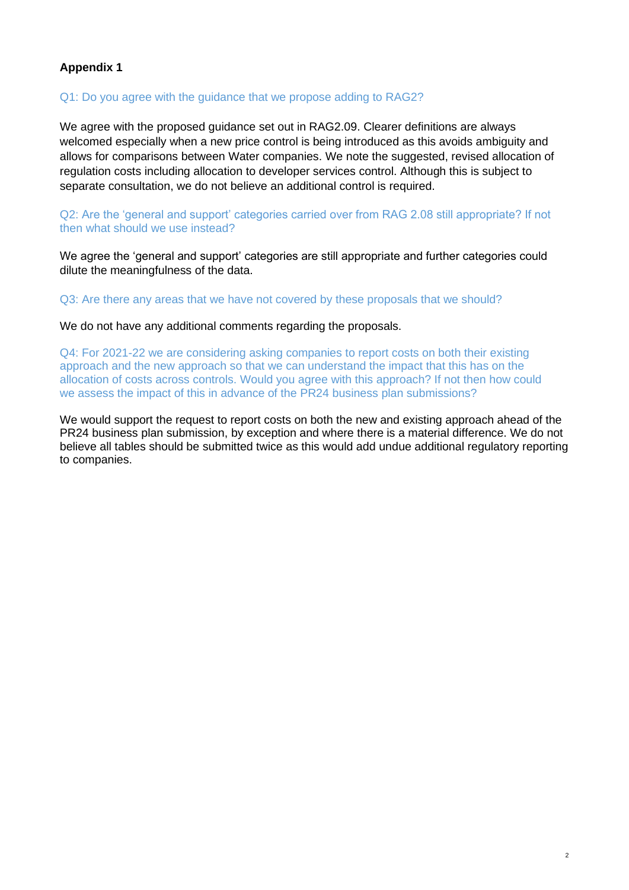**Appendix 1**

Q1: Do you agree with the guidance that we propose adding to RAG2?

We agree with the proposed guidance set out in RAG2.09. Clearer definitions are always welcomed especially when a new price control is being introduced as this avoids ambiguity and allows for comparisons between Water companies. We note the suggested, revised allocation of regulation costs including allocation to developer services control. Although this is subject to separate consultation, we do not believe an additional control is required.

Q2: Are the 'general and support' categories carried over from RAG 2.08 still appropriate? If not then what should we use instead?

We agree the 'general and support' categories are still appropriate and further categories could dilute the meaningfulness of the data.

Q3: Are there any areas that we have not covered by these proposals that we should?

We do not have any additional comments regarding the proposals.

Q4: For 2021-22 we are considering asking companies to report costs on both their existing approach and the new approach so that we can understand the impact that this has on the allocation of costs across controls. Would you agree with this approach? If not then how could we assess the impact of this in advance of the PR24 business plan submissions?

We would support the request to report costs on both the new and existing approach ahead of the PR24 business plan submission, by exception and where there is a material difference. We do not believe all tables should be submitted twice as this would add undue additional regulatory reporting to companies.